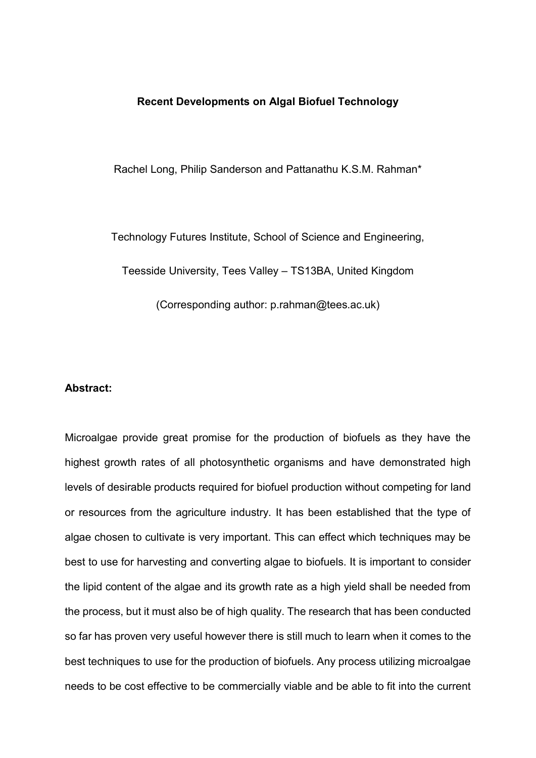# Recent Developments on Algal Biofuel Technology

Rachel Long, Philip Sanderson and Pattanathu K.S.M. Rahman*

Technology Futures Institute, School of Science and Engineering,

Teesside University, Tees Valley – TS13BA, United Kingdom

(Corresponding author: p.rahman@tees.ac.uk)

**Abstract:**

Microalgae provide great promise for the production of biofuels as they have the highest growth rates of all photosynthetic organisms and have demonstrated high levels of desirable products required for biofuel production without competing for land or resources from the agriculture industry. It has been established that the type of algae chosen to cultivate is very important. This can effect which techniques may be best to use for harvesting and converting algae to biofuels. It is important to consider the lipid content of the algae and its growth rate as a high yield shall be needed from the process, but it must also be of high quality. The research that has been conducted so far has proven very useful however there is still much to learn when it comes to the best techniques to use for the production of biofuels. Any process utilizing microalgae needs to be cost effective to be commercially viable and be able to fit into the current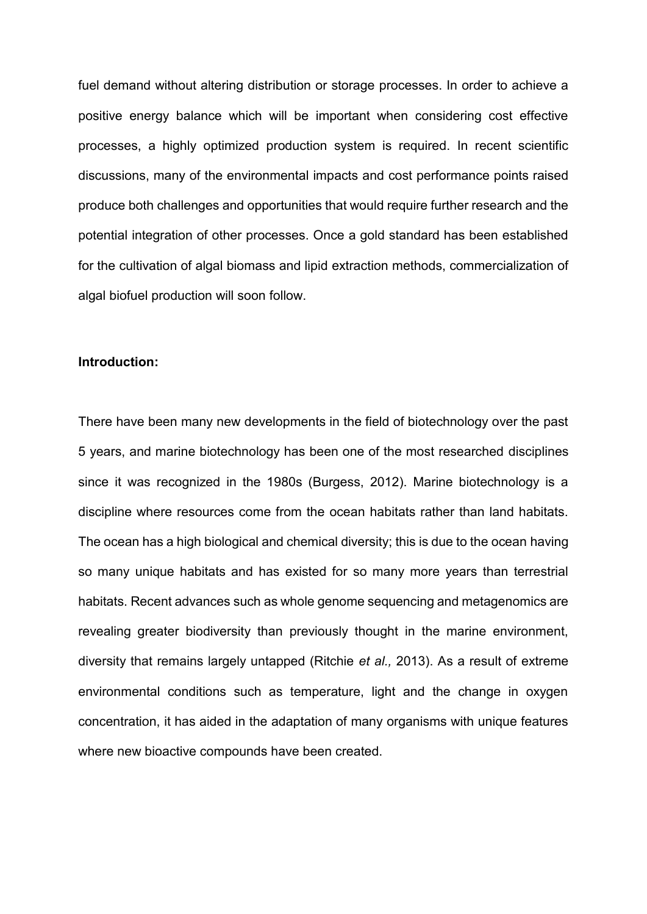fuel demand without altering distribution or storage processes. In order to achieve a positive energy balance which will be important when considering cost effective processes, a highly optimized production system is required. In recent scientific discussions, many of the environmental impacts and cost performance points raised produce both challenges and opportunities that would require further research and the potential integration of other processes. Once a gold standard has been established for the cultivation of algal biomass and lipid extraction methods, commercialization of algal biofuel production will soon follow.

**Introduction:**

There have been many new developments in the field of biotechnology over the past 5 years, and marine biotechnology has been one of the most researched disciplines since it was recognized in the 1980s (Burgess, 2012). Marine biotechnology is a discipline where resources come from the ocean habitats rather than land habitats. The ocean has a high biological and chemical diversity; this is due to the ocean having so many unique habitats and has existed for so many more years than terrestrial habitats. Recent advances such as whole genome sequencing and metagenomics are revealing greater biodiversity than previously thought in the marine environment, diversity that remains largely untapped (Ritchie *et al.,* 2013). As a result of extreme environmental conditions such as temperature, light and the change in oxygen concentration, it has aided in the adaptation of many organisms with unique features where new bioactive compounds have been created.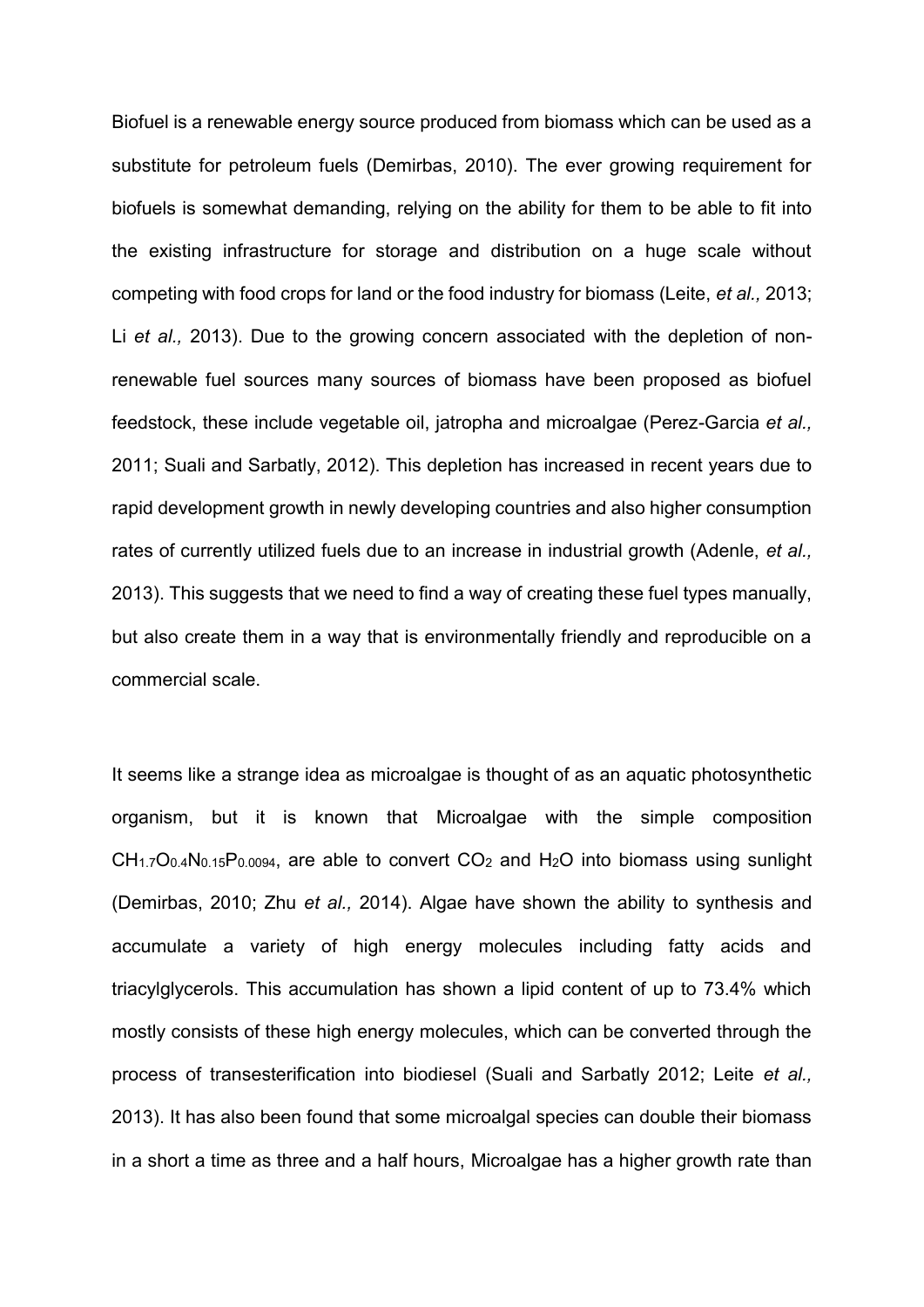Biofuel is a renewable energy source produced from biomass which can be used as a substitute for petroleum fuels (Demirbas, 2010). The ever growing requirement for biofuels is somewhat demanding, relying on the ability for them to be able to fit into the existing infrastructure for storage and distribution on a huge scale without competing with food crops for land or the food industry for biomass (Leite, *et al.,* 2013; Li *et al.,* 2013). Due to the growing concern associated with the depletion of non-renewable fuel sources many sources of biomass have been proposed as biofuel feedstock, these include vegetable oil, jatropha and microalgae (Perez-Garcia *et al.,* 2011; Suali and Sarbatly, 2012). This depletion has increased in recent years due to rapid development growth in newly developing countries and also higher consumption rates of currently utilized fuels due to an increase in industrial growth (Adenle, *et al.,* 2013). This suggests that we need to find a way of creating these fuel types manually, but also create them in a way that is environmentally friendly and reproducible on a commercial scale.

It seems like a strange idea as microalgae is thought of as an aquatic photosynthetic organism, but it is known that Microalgae with the simple composition $CH_{1.7}O_{0.4}N_{0.15}P_{0.0094}$, are able to convert $CO_2$ and $H_2O$ into biomass using sunlight (Demirbas, 2010; Zhu *et al.,* 2014). Algae have shown the ability to synthesis and accumulate a variety of high energy molecules including fatty acids and triacylglycerols. This accumulation has shown a lipid content of up to 73.4% which mostly consists of these high energy molecules, which can be converted through the process of transesterification into biodiesel (Suali and Sarbatly 2012; Leite *et al.,* 2013). It has also been found that some microalgal species can double their biomass in a short a time as three and a half hours, Microalgae has a higher growth rate than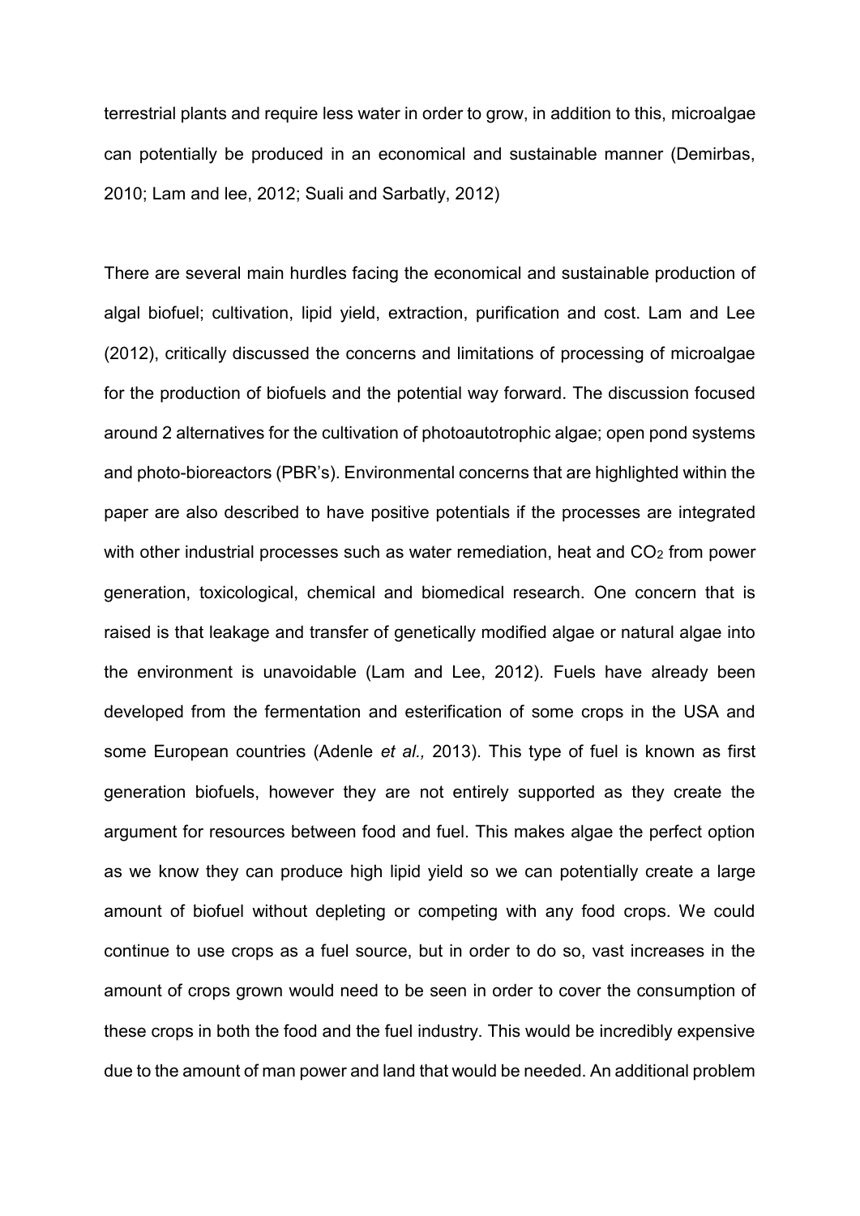terrestrial plants and require less water in order to grow, in addition to this, microalgae can potentially be produced in an economical and sustainable manner (Demirbas, 2010; Lam and lee, 2012; Suali and Sarbatly, 2012)

There are several main hurdles facing the economical and sustainable production of algal biofuel; cultivation, lipid yield, extraction, purification and cost. Lam and Lee (2012), critically discussed the concerns and limitations of processing of microalgae for the production of biofuels and the potential way forward. The discussion focused around 2 alternatives for the cultivation of photoautotrophic algae; open pond systems and photo-bioreactors (PBR's). Environmental concerns that are highlighted within the paper are also described to have positive potentials if the processes are integrated with other industrial processes such as water remediation, heat and $CO_2$ from power generation, toxicological, chemical and biomedical research. One concern that is raised is that leakage and transfer of genetically modified algae or natural algae into the environment is unavoidable (Lam and Lee, 2012). Fuels have already been developed from the fermentation and esterification of some crops in the USA and some European countries (Adenle *et al.,* 2013). This type of fuel is known as first generation biofuels, however they are not entirely supported as they create the argument for resources between food and fuel. This makes algae the perfect option as we know they can produce high lipid yield so we can potentially create a large amount of biofuel without depleting or competing with any food crops. We could continue to use crops as a fuel source, but in order to do so, vast increases in the amount of crops grown would need to be seen in order to cover the consumption of these crops in both the food and the fuel industry. This would be incredibly expensive due to the amount of man power and land that would be needed. An additional problem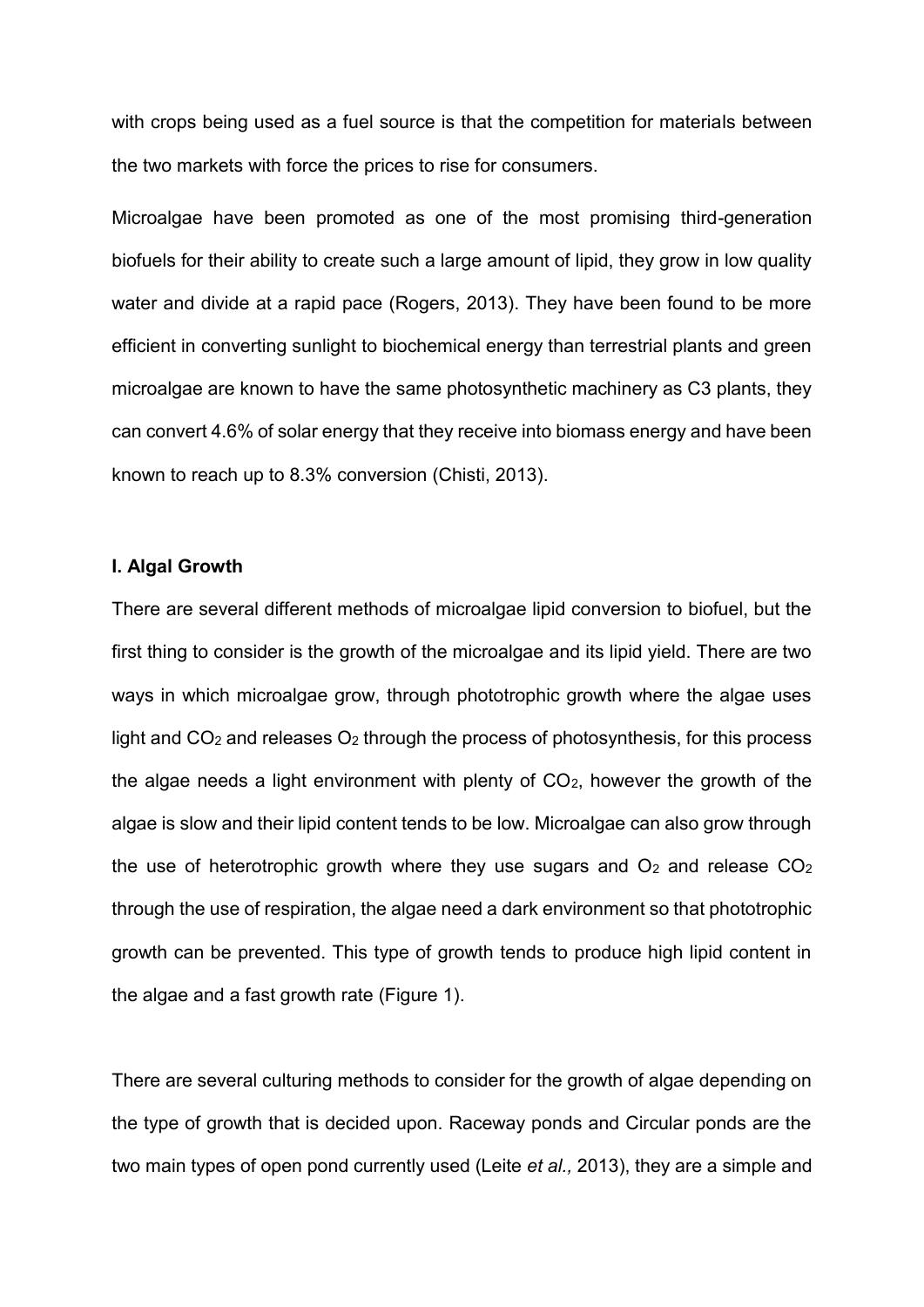with crops being used as a fuel source is that the competition for materials between the two markets with force the prices to rise for consumers.

Microalgae have been promoted as one of the most promising third-generation biofuels for their ability to create such a large amount of lipid, they grow in low quality water and divide at a rapid pace (Rogers, 2013). They have been found to be more efficient in converting sunlight to biochemical energy than terrestrial plants and green microalgae are known to have the same photosynthetic machinery as C3 plants, they can convert 4.6% of solar energy that they receive into biomass energy and have been known to reach up to 8.3% conversion (Chisti, 2013).

### I. Algal Growth

There are several different methods of microalgae lipid conversion to biofuel, but the first thing to consider is the growth of the microalgae and its lipid yield. There are two ways in which microalgae grow, through phototrophic growth where the algae uses light and $CO_2$ and releases $O_2$ through the process of photosynthesis, for this process the algae needs a light environment with plenty of $CO_2$, however the growth of the algae is slow and their lipid content tends to be low. Microalgae can also grow through the use of heterotrophic growth where they use sugars and $O_2$ and release $CO_2$ through the use of respiration, the algae need a dark environment so that phototrophic growth can be prevented. This type of growth tends to produce high lipid content in the algae and a fast growth rate (Figure 1).

There are several culturing methods to consider for the growth of algae depending on the type of growth that is decided upon. Raceway ponds and Circular ponds are the two main types of open pond currently used (Leite *et al.,* 2013), they are a simple and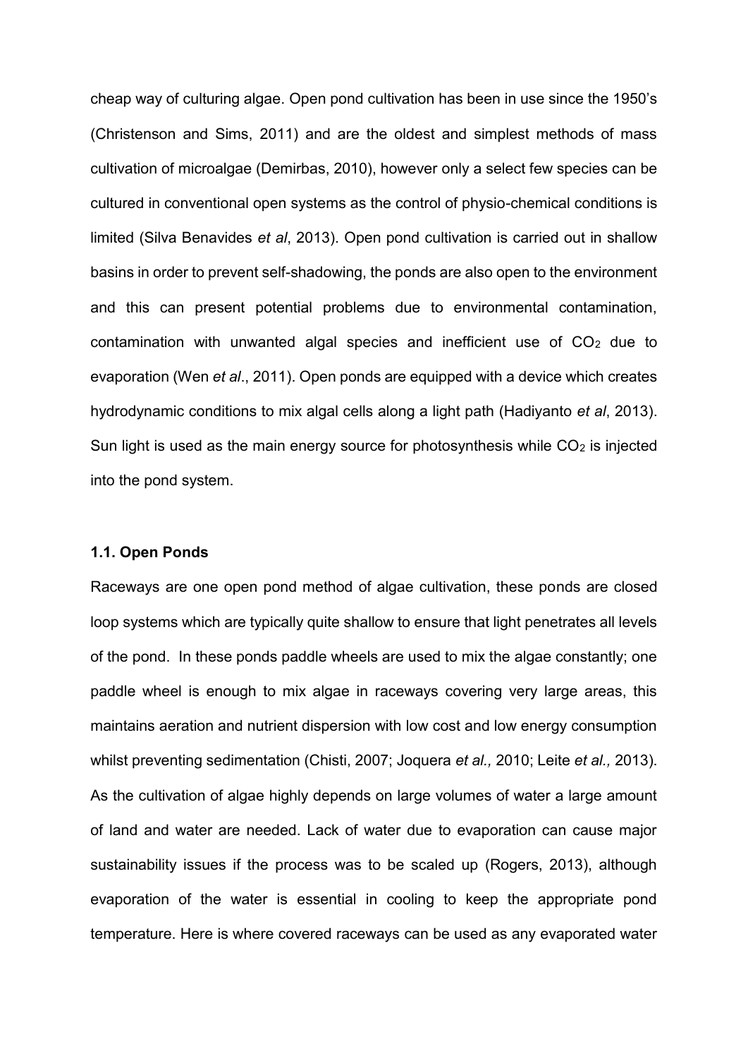cheap way of culturing algae. Open pond cultivation has been in use since the 1950's (Christenson and Sims, 2011) and are the oldest and simplest methods of mass cultivation of microalgae (Demirbas, 2010), however only a select few species can be cultured in conventional open systems as the control of physio-chemical conditions is limited (Silva Benavides *et al*, 2013). Open pond cultivation is carried out in shallow basins in order to prevent self-shadowing, the ponds are also open to the environment and this can present potential problems due to environmental contamination, contamination with unwanted algal species and inefficient use of $CO_2$ due to evaporation (Wen *et al*., 2011). Open ponds are equipped with a device which creates hydrodynamic conditions to mix algal cells along a light path (Hadiyanto *et al*, 2013). Sun light is used as the main energy source for photosynthesis while $CO_2$ is injected into the pond system.

### 1.1. Open Ponds

Raceways are one open pond method of algae cultivation, these ponds are closed loop systems which are typically quite shallow to ensure that light penetrates all levels of the pond. In these ponds paddle wheels are used to mix the algae constantly; one paddle wheel is enough to mix algae in raceways covering very large areas, this maintains aeration and nutrient dispersion with low cost and low energy consumption whilst preventing sedimentation (Chisti, 2007; Joquera *et al.,* 2010; Leite *et al.,* 2013). As the cultivation of algae highly depends on large volumes of water a large amount of land and water are needed. Lack of water due to evaporation can cause major sustainability issues if the process was to be scaled up (Rogers, 2013), although evaporation of the water is essential in cooling to keep the appropriate pond temperature. Here is where covered raceways can be used as any evaporated water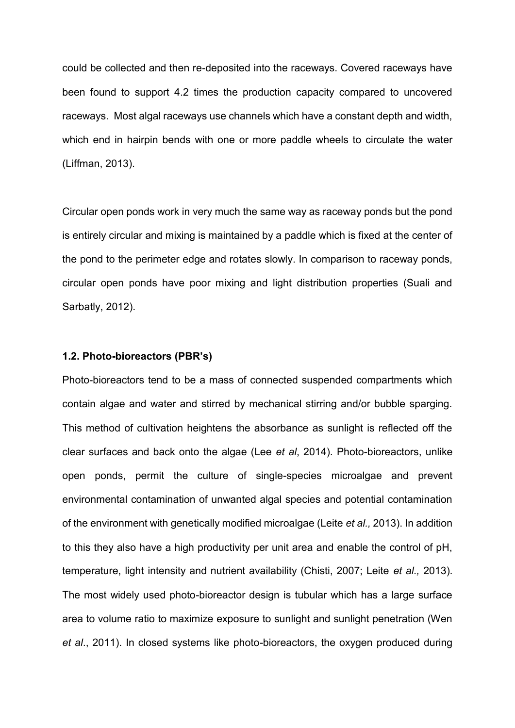could be collected and then re-deposited into the raceways. Covered raceways have been found to support 4.2 times the production capacity compared to uncovered raceways. Most algal raceways use channels which have a constant depth and width, which end in hairpin bends with one or more paddle wheels to circulate the water (Liffman, 2013).

Circular open ponds work in very much the same way as raceway ponds but the pond is entirely circular and mixing is maintained by a paddle which is fixed at the center of the pond to the perimeter edge and rotates slowly. In comparison to raceway ponds, circular open ponds have poor mixing and light distribution properties (Suali and Sarbatly, 2012).

### 1.2. Photo-bioreactors (PBR's)

Photo-bioreactors tend to be a mass of connected suspended compartments which contain algae and water and stirred by mechanical stirring and/or bubble sparging. This method of cultivation heightens the absorbance as sunlight is reflected off the clear surfaces and back onto the algae (Lee *et al*, 2014). Photo-bioreactors, unlike open ponds, permit the culture of single-species microalgae and prevent environmental contamination of unwanted algal species and potential contamination of the environment with genetically modified microalgae (Leite *et al.,* 2013). In addition to this they also have a high productivity per unit area and enable the control of pH, temperature, light intensity and nutrient availability (Chisti, 2007; Leite *et al.,* 2013). The most widely used photo-bioreactor design is tubular which has a large surface area to volume ratio to maximize exposure to sunlight and sunlight penetration (Wen *et al*., 2011). In closed systems like photo-bioreactors, the oxygen produced during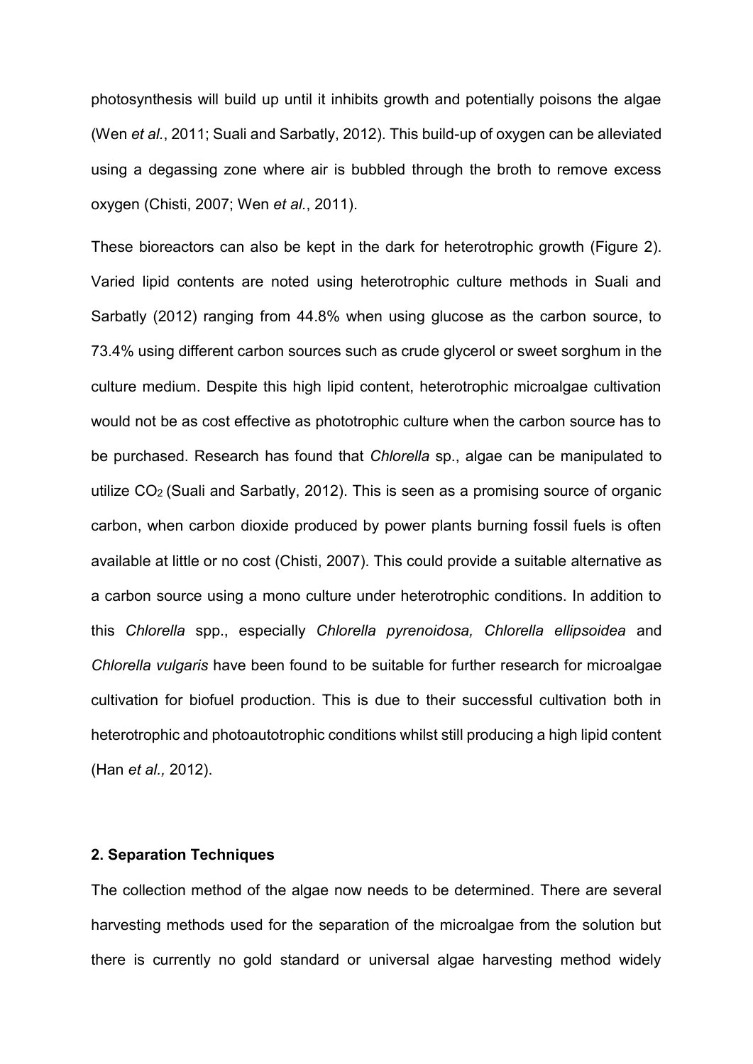photosynthesis will build up until it inhibits growth and potentially poisons the algae (Wen *et al.*, 2011; Suali and Sarbatly, 2012). This build-up of oxygen can be alleviated using a degassing zone where air is bubbled through the broth to remove excess oxygen (Chisti, 2007; Wen *et al.*, 2011).

These bioreactors can also be kept in the dark for heterotrophic growth (Figure 2). Varied lipid contents are noted using heterotrophic culture methods in Suali and Sarbatly (2012) ranging from 44.8% when using glucose as the carbon source, to 73.4% using different carbon sources such as crude glycerol or sweet sorghum in the culture medium. Despite this high lipid content, heterotrophic microalgae cultivation would not be as cost effective as phototrophic culture when the carbon source has to be purchased. Research has found that *Chlorella* sp., algae can be manipulated to utilize $CO_2$ (Suali and Sarbatly, 2012). This is seen as a promising source of organic carbon, when carbon dioxide produced by power plants burning fossil fuels is often available at little or no cost (Chisti, 2007). This could provide a suitable alternative as a carbon source using a mono culture under heterotrophic conditions. In addition to this *Chlorella* spp., especially *Chlorella pyrenoidosa, Chlorella ellipsoidea* and *Chlorella vulgaris* have been found to be suitable for further research for microalgae cultivation for biofuel production. This is due to their successful cultivation both in heterotrophic and photoautotrophic conditions whilst still producing a high lipid content (Han *et al.,* 2012).

## 2. Separation Techniques

The collection method of the algae now needs to be determined. There are several harvesting methods used for the separation of the microalgae from the solution but there is currently no gold standard or universal algae harvesting method widely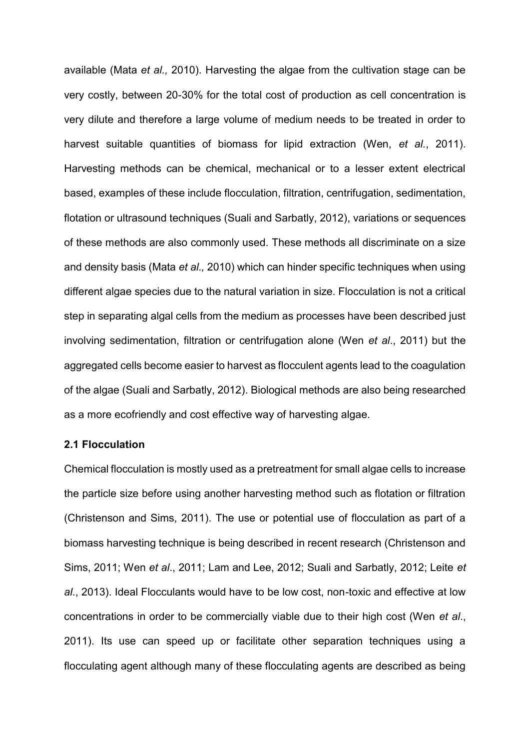available (Mata *et al.,* 2010). Harvesting the algae from the cultivation stage can be very costly, between 20-30% for the total cost of production as cell concentration is very dilute and therefore a large volume of medium needs to be treated in order to harvest suitable quantities of biomass for lipid extraction (Wen, *et al.*, 2011). Harvesting methods can be chemical, mechanical or to a lesser extent electrical based, examples of these include flocculation, filtration, centrifugation, sedimentation, flotation or ultrasound techniques (Suali and Sarbatly, 2012), variations or sequences of these methods are also commonly used. These methods all discriminate on a size and density basis (Mata *et al.,* 2010) which can hinder specific techniques when using different algae species due to the natural variation in size. Flocculation is not a critical step in separating algal cells from the medium as processes have been described just involving sedimentation, filtration or centrifugation alone (Wen *et al*., 2011) but the aggregated cells become easier to harvest as flocculent agents lead to the coagulation of the algae (Suali and Sarbatly, 2012). Biological methods are also being researched as a more ecofriendly and cost effective way of harvesting algae.

### 2.1 Flocculation

Chemical flocculation is mostly used as a pretreatment for small algae cells to increase the particle size before using another harvesting method such as flotation or filtration (Christenson and Sims, 2011). The use or potential use of flocculation as part of a biomass harvesting technique is being described in recent research (Christenson and Sims, 2011; Wen *et al*., 2011; Lam and Lee, 2012; Suali and Sarbatly, 2012; Leite *et al*., 2013). Ideal Flocculants would have to be low cost, non-toxic and effective at low concentrations in order to be commercially viable due to their high cost (Wen *et al*., 2011). Its use can speed up or facilitate other separation techniques using a flocculating agent although many of these flocculating agents are described as being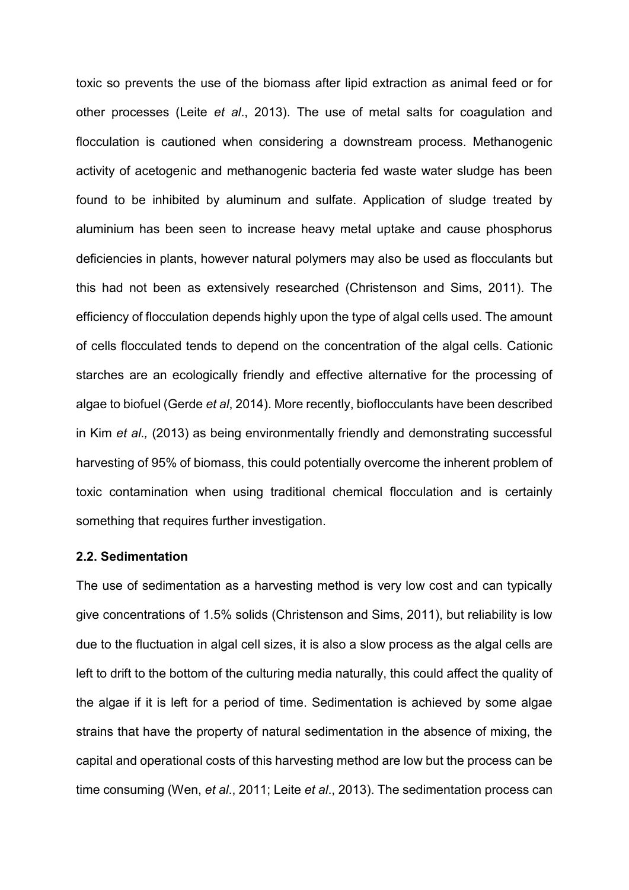toxic so prevents the use of the biomass after lipid extraction as animal feed or for other processes (Leite *et al*., 2013). The use of metal salts for coagulation and flocculation is cautioned when considering a downstream process. Methanogenic activity of acetogenic and methanogenic bacteria fed waste water sludge has been found to be inhibited by aluminum and sulfate. Application of sludge treated by aluminium has been seen to increase heavy metal uptake and cause phosphorus deficiencies in plants, however natural polymers may also be used as flocculants but this had not been as extensively researched (Christenson and Sims, 2011). The efficiency of flocculation depends highly upon the type of algal cells used. The amount of cells flocculated tends to depend on the concentration of the algal cells. Cationic starches are an ecologically friendly and effective alternative for the processing of algae to biofuel (Gerde *et al*, 2014). More recently, bioflocculants have been described in Kim *et al.,* (2013) as being environmentally friendly and demonstrating successful harvesting of 95% of biomass, this could potentially overcome the inherent problem of toxic contamination when using traditional chemical flocculation and is certainly something that requires further investigation.

### 2.2. Sedimentation

The use of sedimentation as a harvesting method is very low cost and can typically give concentrations of 1.5% solids (Christenson and Sims, 2011), but reliability is low due to the fluctuation in algal cell sizes, it is also a slow process as the algal cells are left to drift to the bottom of the culturing media naturally, this could affect the quality of the algae if it is left for a period of time. Sedimentation is achieved by some algae strains that have the property of natural sedimentation in the absence of mixing, the capital and operational costs of this harvesting method are low but the process can be time consuming (Wen, *et al*., 2011; Leite *et al*., 2013). The sedimentation process can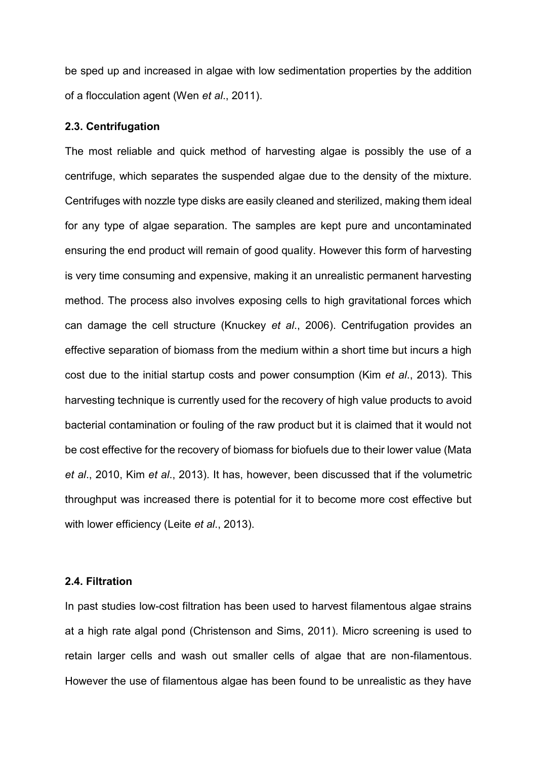be sped up and increased in algae with low sedimentation properties by the addition of a flocculation agent (Wen *et al*., 2011).

### 2.3. Centrifugation

The most reliable and quick method of harvesting algae is possibly the use of a centrifuge, which separates the suspended algae due to the density of the mixture. Centrifuges with nozzle type disks are easily cleaned and sterilized, making them ideal for any type of algae separation. The samples are kept pure and uncontaminated ensuring the end product will remain of good quality. However this form of harvesting is very time consuming and expensive, making it an unrealistic permanent harvesting method. The process also involves exposing cells to high gravitational forces which can damage the cell structure (Knuckey *et al*., 2006). Centrifugation provides an effective separation of biomass from the medium within a short time but incurs a high cost due to the initial startup costs and power consumption (Kim *et al*., 2013). This harvesting technique is currently used for the recovery of high value products to avoid bacterial contamination or fouling of the raw product but it is claimed that it would not be cost effective for the recovery of biomass for biofuels due to their lower value (Mata *et al*., 2010, Kim *et al*., 2013). It has, however, been discussed that if the volumetric throughput was increased there is potential for it to become more cost effective but with lower efficiency (Leite *et al*., 2013).

### 2.4. Filtration

In past studies low-cost filtration has been used to harvest filamentous algae strains at a high rate algal pond (Christenson and Sims, 2011). Micro screening is used to retain larger cells and wash out smaller cells of algae that are non-filamentous. However the use of filamentous algae has been found to be unrealistic as they have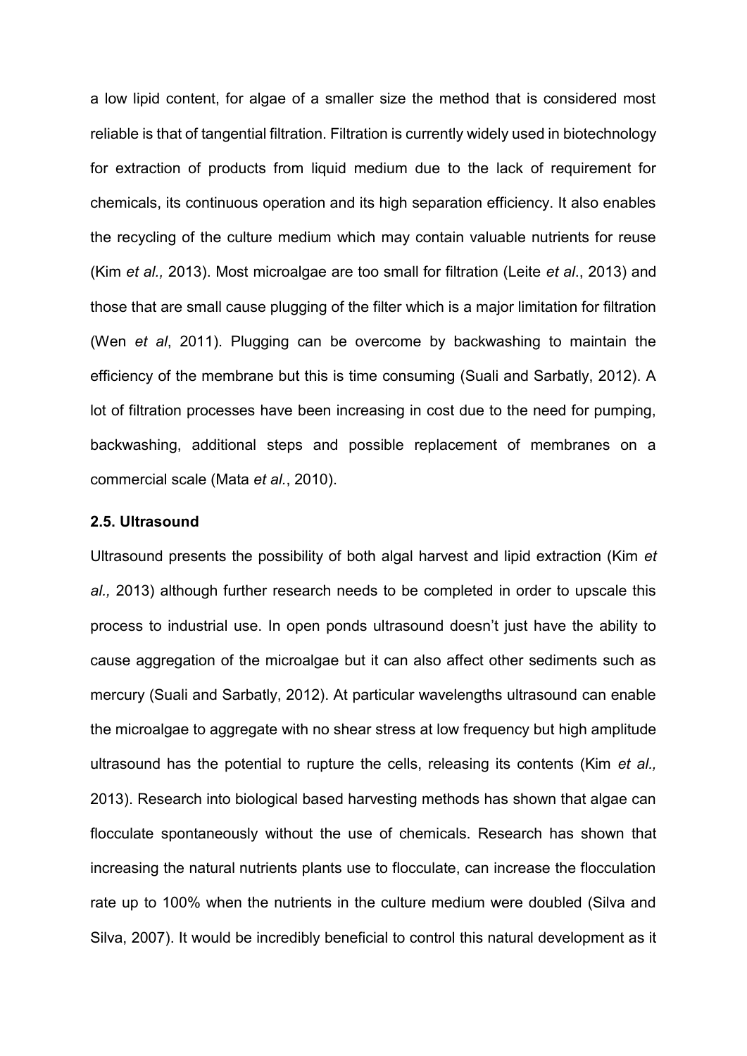a low lipid content, for algae of a smaller size the method that is considered most reliable is that of tangential filtration. Filtration is currently widely used in biotechnology for extraction of products from liquid medium due to the lack of requirement for chemicals, its continuous operation and its high separation efficiency. It also enables the recycling of the culture medium which may contain valuable nutrients for reuse (Kim *et al.,* 2013). Most microalgae are too small for filtration (Leite *et al*., 2013) and those that are small cause plugging of the filter which is a major limitation for filtration (Wen *et al*, 2011). Plugging can be overcome by backwashing to maintain the efficiency of the membrane but this is time consuming (Suali and Sarbatly, 2012). A lot of filtration processes have been increasing in cost due to the need for pumping, backwashing, additional steps and possible replacement of membranes on a commercial scale (Mata *et al*., 2010).

### 2.5. Ultrasound

Ultrasound presents the possibility of both algal harvest and lipid extraction (Kim *et al.,* 2013) although further research needs to be completed in order to upscale this process to industrial use. In open ponds ultrasound doesn't just have the ability to cause aggregation of the microalgae but it can also affect other sediments such as mercury (Suali and Sarbatly, 2012). At particular wavelengths ultrasound can enable the microalgae to aggregate with no shear stress at low frequency but high amplitude ultrasound has the potential to rupture the cells, releasing its contents (Kim *et al.,* 2013). Research into biological based harvesting methods has shown that algae can flocculate spontaneously without the use of chemicals. Research has shown that increasing the natural nutrients plants use to flocculate, can increase the flocculation rate up to 100% when the nutrients in the culture medium were doubled (Silva and Silva, 2007). It would be incredibly beneficial to control this natural development as it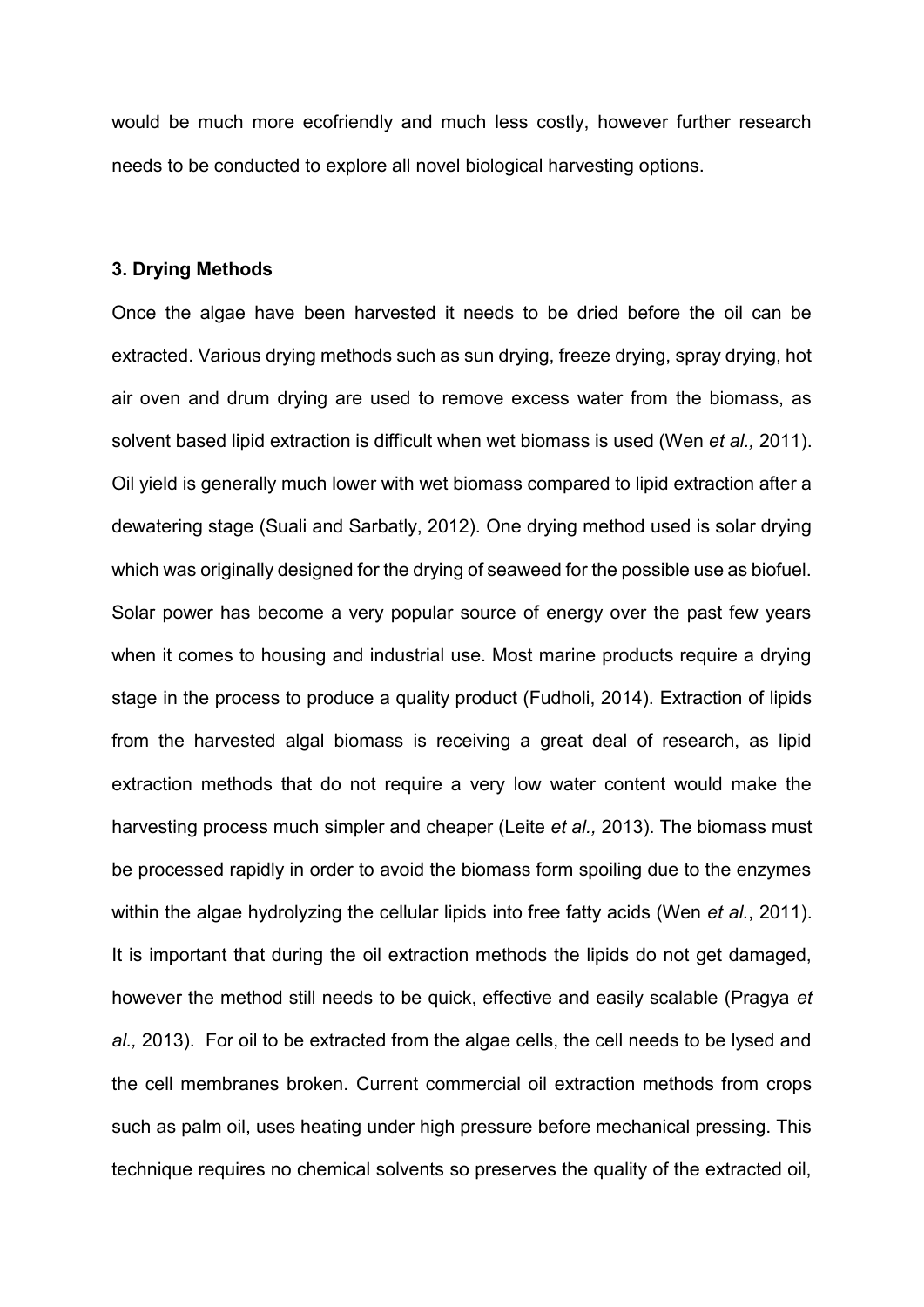would be much more ecofriendly and much less costly, however further research needs to be conducted to explore all novel biological harvesting options.

## 3. Drying Methods

Once the algae have been harvested it needs to be dried before the oil can be extracted. Various drying methods such as sun drying, freeze drying, spray drying, hot air oven and drum drying are used to remove excess water from the biomass, as solvent based lipid extraction is difficult when wet biomass is used (Wen *et al.,* 2011). Oil yield is generally much lower with wet biomass compared to lipid extraction after a dewatering stage (Suali and Sarbatly, 2012). One drying method used is solar drying which was originally designed for the drying of seaweed for the possible use as biofuel. Solar power has become a very popular source of energy over the past few years when it comes to housing and industrial use. Most marine products require a drying stage in the process to produce a quality product (Fudholi, 2014). Extraction of lipids from the harvested algal biomass is receiving a great deal of research, as lipid extraction methods that do not require a very low water content would make the harvesting process much simpler and cheaper (Leite *et al.,* 2013). The biomass must be processed rapidly in order to avoid the biomass form spoiling due to the enzymes within the algae hydrolyzing the cellular lipids into free fatty acids (Wen *et al.*, 2011). It is important that during the oil extraction methods the lipids do not get damaged, however the method still needs to be quick, effective and easily scalable (Pragya *et al.,* 2013). For oil to be extracted from the algae cells, the cell needs to be lysed and the cell membranes broken. Current commercial oil extraction methods from crops such as palm oil, uses heating under high pressure before mechanical pressing. This technique requires no chemical solvents so preserves the quality of the extracted oil,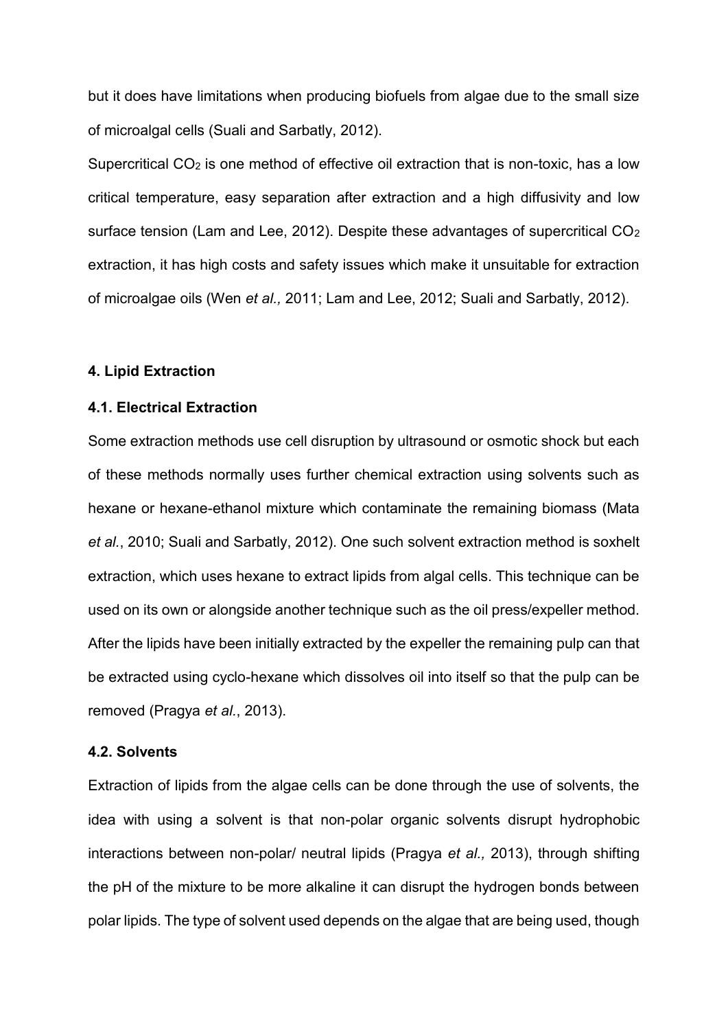but it does have limitations when producing biofuels from algae due to the small size of microalgal cells (Suali and Sarbatly, 2012).

Supercritical $CO_2$ is one method of effective oil extraction that is non-toxic, has a low critical temperature, easy separation after extraction and a high diffusivity and low surface tension (Lam and Lee, 2012). Despite these advantages of supercritical $CO_2$ extraction, it has high costs and safety issues which make it unsuitable for extraction of microalgae oils (Wen *et al.,* 2011; Lam and Lee, 2012; Suali and Sarbatly, 2012).

### 4. Lipid Extraction

#### 4.1. Electrical Extraction

Some extraction methods use cell disruption by ultrasound or osmotic shock but each of these methods normally uses further chemical extraction using solvents such as hexane or hexane-ethanol mixture which contaminate the remaining biomass (Mata *et al.*, 2010; Suali and Sarbatly, 2012). One such solvent extraction method is soxhelt extraction, which uses hexane to extract lipids from algal cells. This technique can be used on its own or alongside another technique such as the oil press/expeller method. After the lipids have been initially extracted by the expeller the remaining pulp can that be extracted using cyclo-hexane which dissolves oil into itself so that the pulp can be removed (Pragya *et al.*, 2013).

#### 4.2. Solvents

Extraction of lipids from the algae cells can be done through the use of solvents, the idea with using a solvent is that non-polar organic solvents disrupt hydrophobic interactions between non-polar/ neutral lipids (Pragya *et al.,* 2013), through shifting the pH of the mixture to be more alkaline it can disrupt the hydrogen bonds between polar lipids. The type of solvent used depends on the algae that are being used, though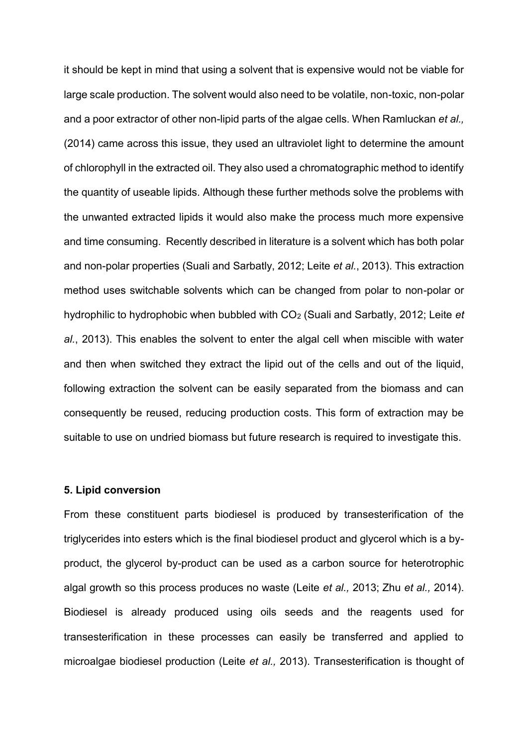it should be kept in mind that using a solvent that is expensive would not be viable for large scale production. The solvent would also need to be volatile, non-toxic, non-polar and a poor extractor of other non-lipid parts of the algae cells. When Ramluckan *et al.,* (2014) came across this issue, they used an ultraviolet light to determine the amount of chlorophyll in the extracted oil. They also used a chromatographic method to identify the quantity of useable lipids. Although these further methods solve the problems with the unwanted extracted lipids it would also make the process much more expensive and time consuming. Recently described in literature is a solvent which has both polar and non-polar properties (Suali and Sarbatly, 2012; Leite *et al.*, 2013). This extraction method uses switchable solvents which can be changed from polar to non-polar or hydrophilic to hydrophobic when bubbled with $CO_2$ (Suali and Sarbatly, 2012; Leite *et al.*, 2013). This enables the solvent to enter the algal cell when miscible with water and then when switched they extract the lipid out of the cells and out of the liquid, following extraction the solvent can be easily separated from the biomass and can consequently be reused, reducing production costs. This form of extraction may be suitable to use on undried biomass but future research is required to investigate this.

**5. Lipid conversion**

From these constituent parts biodiesel is produced by transesterification of the triglycerides into esters which is the final biodiesel product and glycerol which is a by-product, the glycerol by-product can be used as a carbon source for heterotrophic algal growth so this process produces no waste (Leite *et al.,* 2013; Zhu *et al.,* 2014). Biodiesel is already produced using oils seeds and the reagents used for transesterification in these processes can easily be transferred and applied to microalgae biodiesel production (Leite *et al.,* 2013). Transesterification is thought of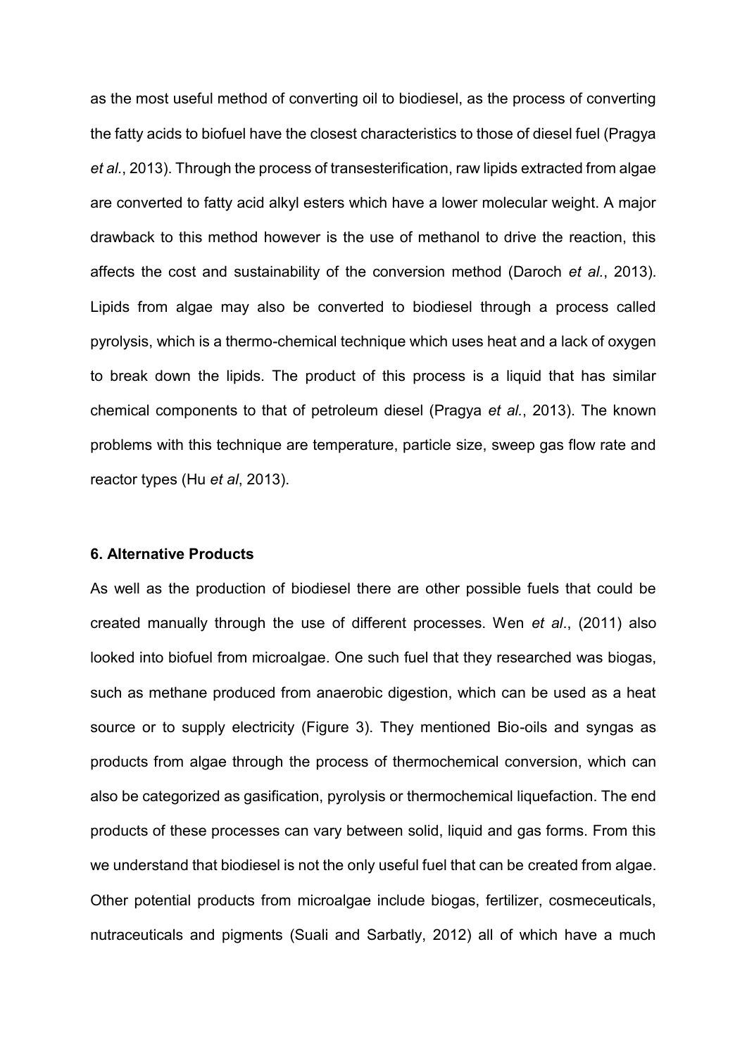as the most useful method of converting oil to biodiesel, as the process of converting the fatty acids to biofuel have the closest characteristics to those of diesel fuel (Pragya *et al.*, 2013). Through the process of transesterification, raw lipids extracted from algae are converted to fatty acid alkyl esters which have a lower molecular weight. A major drawback to this method however is the use of methanol to drive the reaction, this affects the cost and sustainability of the conversion method (Daroch *et al.*, 2013). Lipids from algae may also be converted to biodiesel through a process called pyrolysis, which is a thermo-chemical technique which uses heat and a lack of oxygen to break down the lipids. The product of this process is a liquid that has similar chemical components to that of petroleum diesel (Pragya *et al.*, 2013). The known problems with this technique are temperature, particle size, sweep gas flow rate and reactor types (Hu *et al*, 2013).

## 6. Alternative Products

As well as the production of biodiesel there are other possible fuels that could be created manually through the use of different processes. Wen *et al*., (2011) also looked into biofuel from microalgae. One such fuel that they researched was biogas, such as methane produced from anaerobic digestion, which can be used as a heat source or to supply electricity (Figure 3). They mentioned Bio-oils and syngas as products from algae through the process of thermochemical conversion, which can also be categorized as gasification, pyrolysis or thermochemical liquefaction. The end products of these processes can vary between solid, liquid and gas forms. From this we understand that biodiesel is not the only useful fuel that can be created from algae. Other potential products from microalgae include biogas, fertilizer, cosmeceuticals, nutraceuticals and pigments (Suali and Sarbatly, 2012) all of which have a much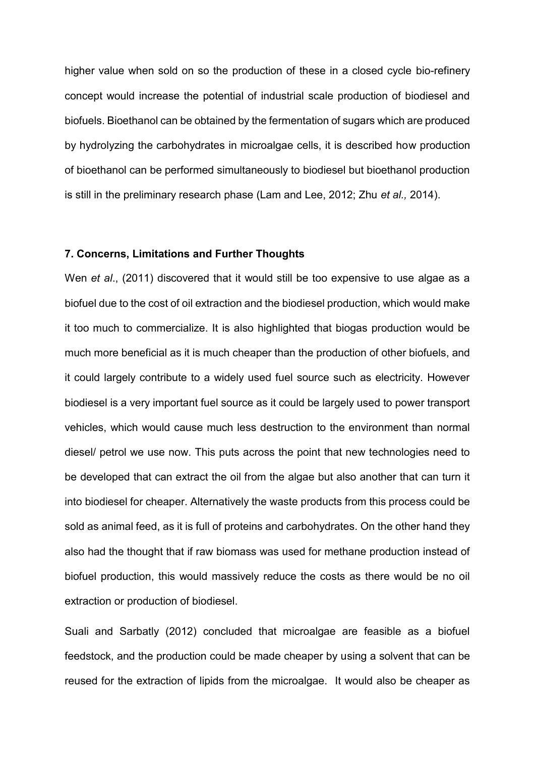higher value when sold on so the production of these in a closed cycle bio-refinery concept would increase the potential of industrial scale production of biodiesel and biofuels. Bioethanol can be obtained by the fermentation of sugars which are produced by hydrolyzing the carbohydrates in microalgae cells, it is described how production of bioethanol can be performed simultaneously to biodiesel but bioethanol production is still in the preliminary research phase (Lam and Lee, 2012; Zhu *et al.,* 2014).

### 7. Concerns, Limitations and Further Thoughts

Wen *et al*., (2011) discovered that it would still be too expensive to use algae as a biofuel due to the cost of oil extraction and the biodiesel production, which would make it too much to commercialize. It is also highlighted that biogas production would be much more beneficial as it is much cheaper than the production of other biofuels, and it could largely contribute to a widely used fuel source such as electricity. However biodiesel is a very important fuel source as it could be largely used to power transport vehicles, which would cause much less destruction to the environment than normal diesel/ petrol we use now. This puts across the point that new technologies need to be developed that can extract the oil from the algae but also another that can turn it into biodiesel for cheaper. Alternatively the waste products from this process could be sold as animal feed, as it is full of proteins and carbohydrates. On the other hand they also had the thought that if raw biomass was used for methane production instead of biofuel production, this would massively reduce the costs as there would be no oil extraction or production of biodiesel.

Suali and Sarbatly (2012) concluded that microalgae are feasible as a biofuel feedstock, and the production could be made cheaper by using a solvent that can be reused for the extraction of lipids from the microalgae. It would also be cheaper as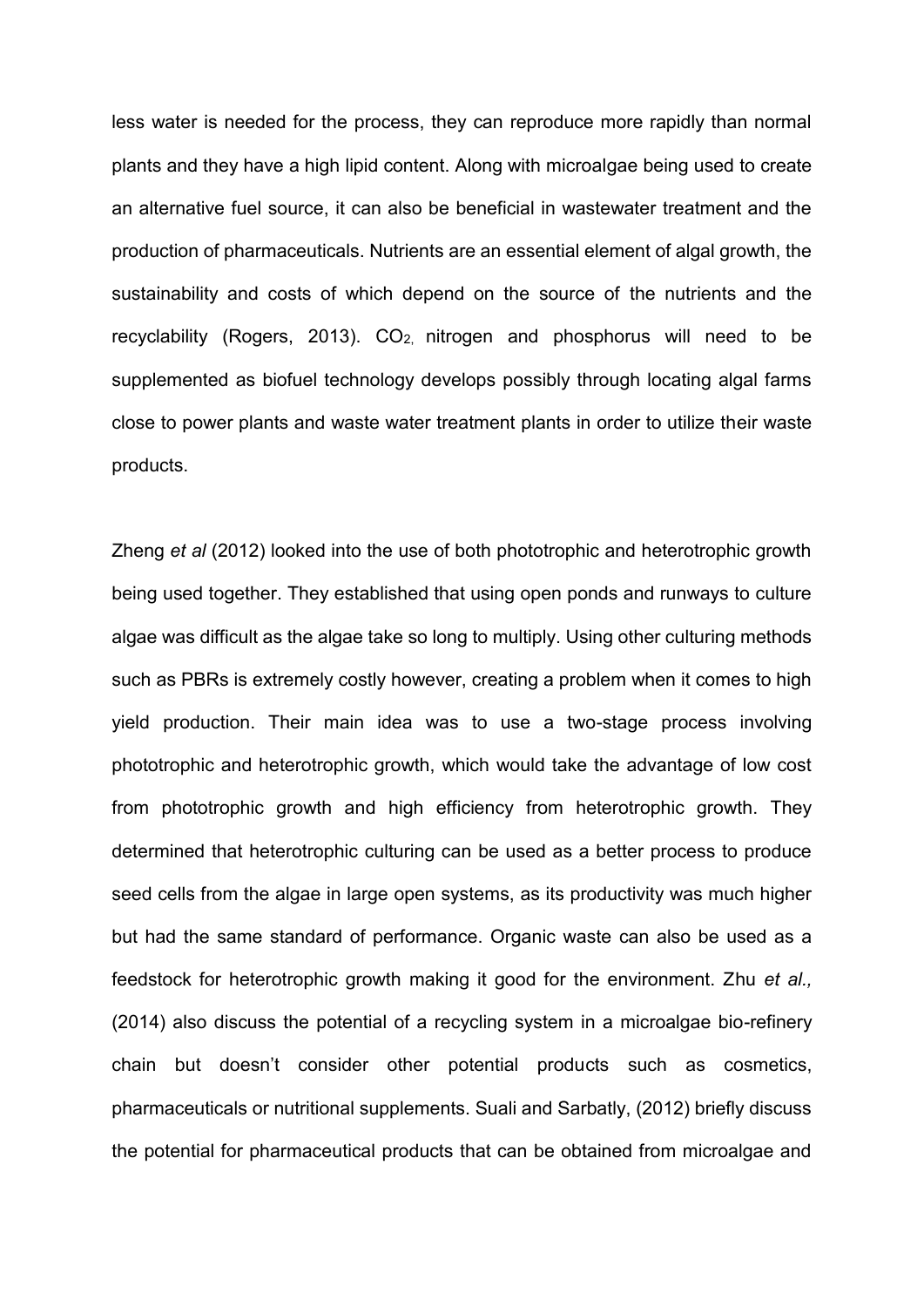less water is needed for the process, they can reproduce more rapidly than normal plants and they have a high lipid content. Along with microalgae being used to create an alternative fuel source, it can also be beneficial in wastewater treatment and the production of pharmaceuticals. Nutrients are an essential element of algal growth, the sustainability and costs of which depend on the source of the nutrients and the recyclability (Rogers, 2013). $CO_2$, nitrogen and phosphorus will need to be supplemented as biofuel technology develops possibly through locating algal farms close to power plants and waste water treatment plants in order to utilize their waste products.

Zheng *et al* (2012) looked into the use of both phototrophic and heterotrophic growth being used together. They established that using open ponds and runways to culture algae was difficult as the algae take so long to multiply. Using other culturing methods such as PBRs is extremely costly however, creating a problem when it comes to high yield production. Their main idea was to use a two-stage process involving phototrophic and heterotrophic growth, which would take the advantage of low cost from phototrophic growth and high efficiency from heterotrophic growth. They determined that heterotrophic culturing can be used as a better process to produce seed cells from the algae in large open systems, as its productivity was much higher but had the same standard of performance. Organic waste can also be used as a feedstock for heterotrophic growth making it good for the environment. Zhu *et al.,* (2014) also discuss the potential of a recycling system in a microalgae bio-refinery chain but doesn't consider other potential products such as cosmetics, pharmaceuticals or nutritional supplements. Suali and Sarbatly, (2012) briefly discuss the potential for pharmaceutical products that can be obtained from microalgae and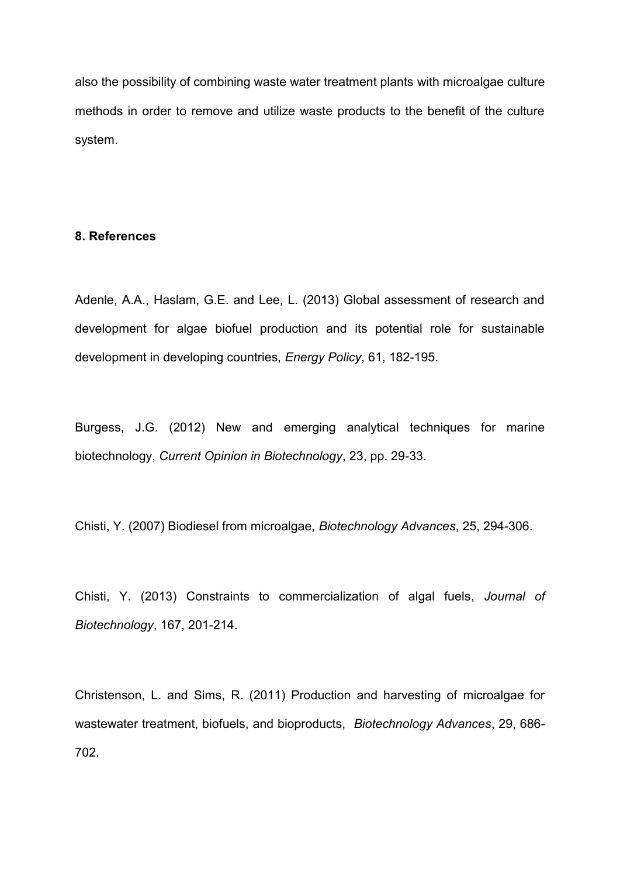also the possibility of combining waste water treatment plants with microalgae culture methods in order to remove and utilize waste products to the benefit of the culture system.

## 8. References

Adenle, A.A., Haslam, G.E. and Lee, L. (2013) Global assessment of research and development for algae biofuel production and its potential role for sustainable development in developing countries, *Energy Policy*, 61, 182-195.

Burgess, J.G. (2012) New and emerging analytical techniques for marine biotechnology, *Current Opinion in Biotechnology*, 23, pp. 29-33.

Chisti, Y. (2007) Biodiesel from microalgae, *Biotechnology Advances*, 25, 294-306.

Chisti, Y. (2013) Constraints to commercialization of algal fuels, *Journal of Biotechnology*, 167, 201-214.

Christenson, L. and Sims, R. (2011) Production and harvesting of microalgae for wastewater treatment, biofuels, and bioproducts, *Biotechnology Advances*, 29, 686-702.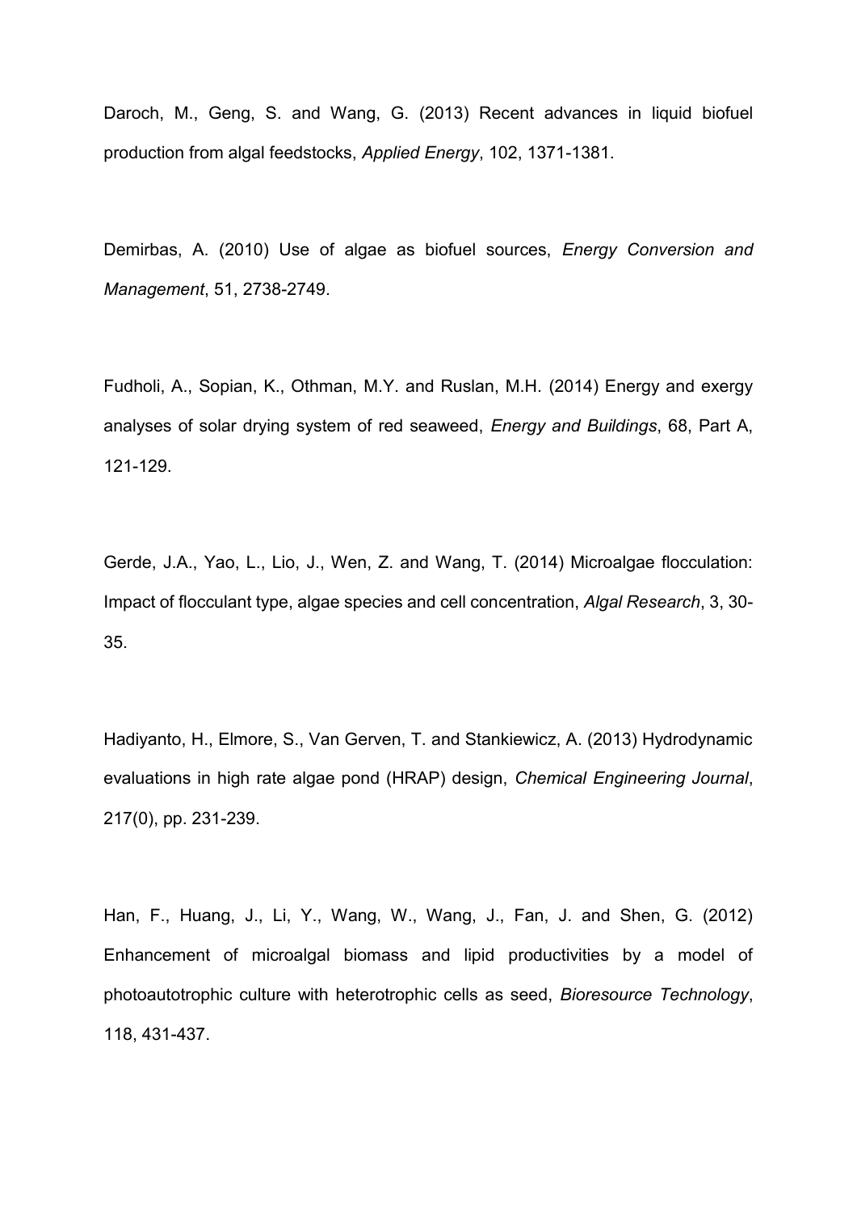Daroch, M., Geng, S. and Wang, G. (2013) Recent advances in liquid biofuel production from algal feedstocks, *Applied Energy*, 102, 1371-1381.

Demirbas, A. (2010) Use of algae as biofuel sources, *Energy Conversion and Management*, 51, 2738-2749.

Fudholi, A., Sopian, K., Othman, M.Y. and Ruslan, M.H. (2014) Energy and exergy analyses of solar drying system of red seaweed, *Energy and Buildings*, 68, Part A, 121-129.

Gerde, J.A., Yao, L., Lio, J., Wen, Z. and Wang, T. (2014) Microalgae flocculation: Impact of flocculant type, algae species and cell concentration, *Algal Research*, 3, 30-35.

Hadiyanto, H., Elmore, S., Van Gerven, T. and Stankiewicz, A. (2013) Hydrodynamic evaluations in high rate algae pond (HRAP) design, *Chemical Engineering Journal*, 217(0), pp. 231-239.

Han, F., Huang, J., Li, Y., Wang, W., Wang, J., Fan, J. and Shen, G. (2012) Enhancement of microalgal biomass and lipid productivities by a model of photoautotrophic culture with heterotrophic cells as seed, *Bioresource Technology*, 118, 431-437.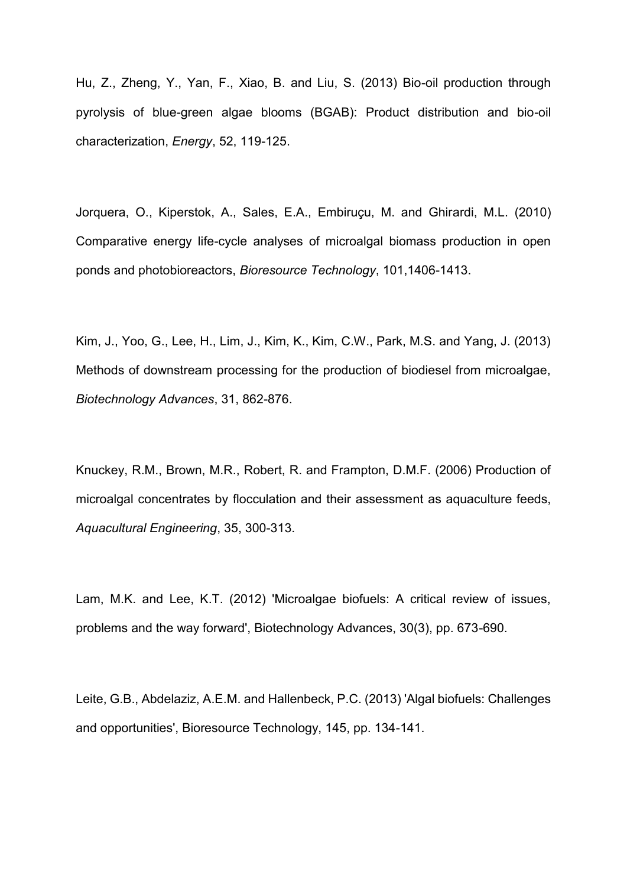Hu, Z., Zheng, Y., Yan, F., Xiao, B. and Liu, S. (2013) Bio-oil production through pyrolysis of blue-green algae blooms (BGAB): Product distribution and bio-oil characterization, *Energy*, 52, 119-125.

Jorquera, O., Kiperstok, A., Sales, E.A., Embiruçu, M. and Ghirardi, M.L. (2010) Comparative energy life-cycle analyses of microalgal biomass production in open ponds and photobioreactors, *Bioresource Technology*, 101,1406-1413.

Kim, J., Yoo, G., Lee, H., Lim, J., Kim, K., Kim, C.W., Park, M.S. and Yang, J. (2013) Methods of downstream processing for the production of biodiesel from microalgae, *Biotechnology Advances*, 31, 862-876.

Knuckey, R.M., Brown, M.R., Robert, R. and Frampton, D.M.F. (2006) Production of microalgal concentrates by flocculation and their assessment as aquaculture feeds, *Aquacultural Engineering*, 35, 300-313.

Lam, M.K. and Lee, K.T. (2012) 'Microalgae biofuels: A critical review of issues, problems and the way forward', Biotechnology Advances, 30(3), pp. 673-690.

Leite, G.B., Abdelaziz, A.E.M. and Hallenbeck, P.C. (2013) 'Algal biofuels: Challenges and opportunities', Bioresource Technology, 145, pp. 134-141.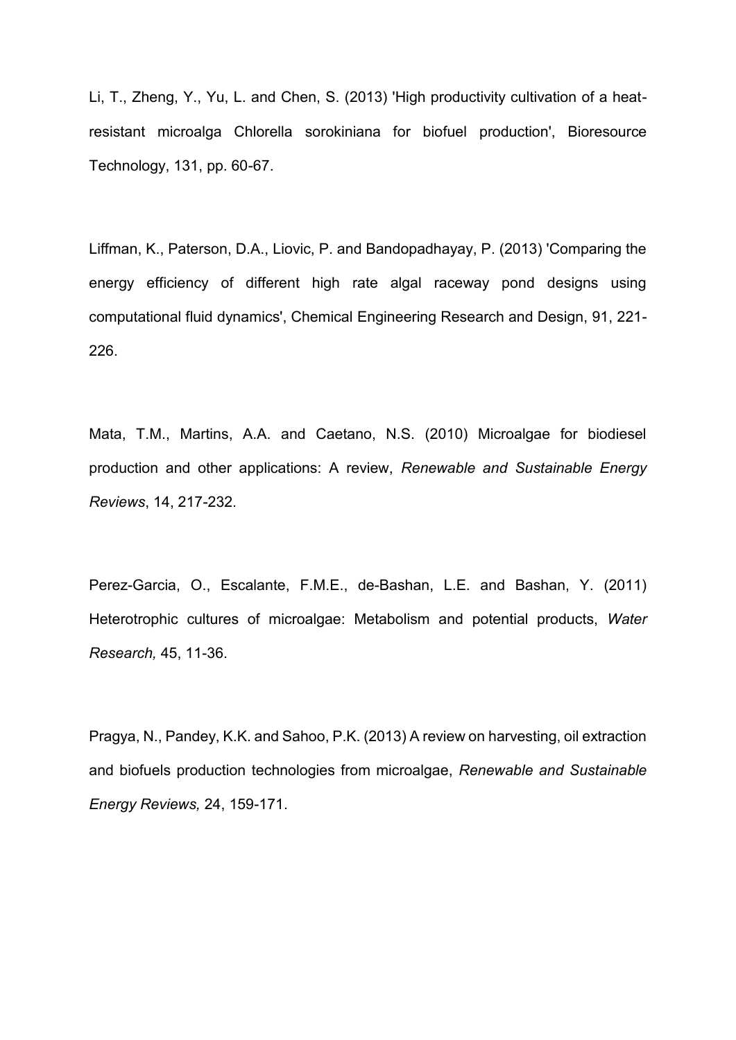Li, T., Zheng, Y., Yu, L. and Chen, S. (2013) 'High productivity cultivation of a heat-resistant microalga Chlorella sorokiniana for biofuel production', Bioresource Technology, 131, pp. 60-67.

Liffman, K., Paterson, D.A., Liovic, P. and Bandopadhayay, P. (2013) 'Comparing the energy efficiency of different high rate algal raceway pond designs using computational fluid dynamics', Chemical Engineering Research and Design, 91, 221-226.

Mata, T.M., Martins, A.A. and Caetano, N.S. (2010) Microalgae for biodiesel production and other applications: A review, *Renewable and Sustainable Energy Reviews*, 14, 217-232.

Perez-Garcia, O., Escalante, F.M.E., de-Bashan, L.E. and Bashan, Y. (2011) Heterotrophic cultures of microalgae: Metabolism and potential products, *Water Research,* 45, 11-36.

Pragya, N., Pandey, K.K. and Sahoo, P.K. (2013) A review on harvesting, oil extraction and biofuels production technologies from microalgae, *Renewable and Sustainable Energy Reviews,* 24, 159-171.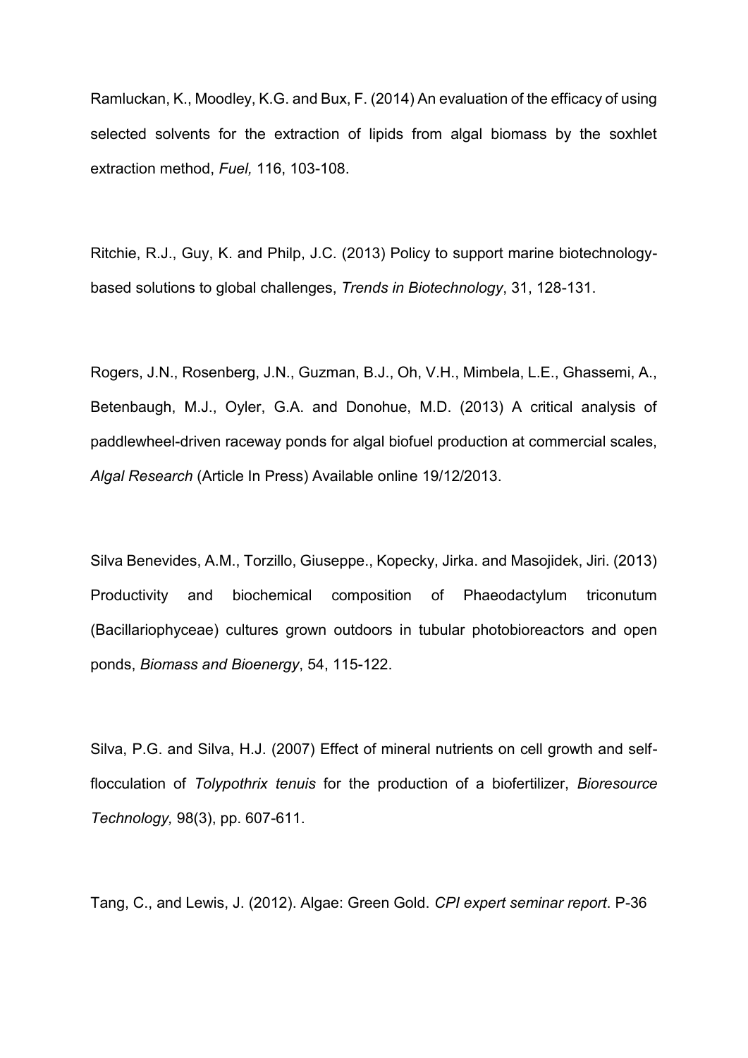Ramluckan, K., Moodley, K.G. and Bux, F. (2014) An evaluation of the efficacy of using selected solvents for the extraction of lipids from algal biomass by the soxhlet extraction method, *Fuel,* 116, 103-108.

Ritchie, R.J., Guy, K. and Philp, J.C. (2013) Policy to support marine biotechnology-based solutions to global challenges, *Trends in Biotechnology*, 31, 128-131.

Rogers, J.N., Rosenberg, J.N., Guzman, B.J., Oh, V.H., Mimbela, L.E., Ghassemi, A., Betenbaugh, M.J., Oyler, G.A. and Donohue, M.D. (2013) A critical analysis of paddlewheel-driven raceway ponds for algal biofuel production at commercial scales, *Algal Research* (Article In Press) Available online 19/12/2013.

Silva Benevides, A.M., Torzillo, Giuseppe., Kopecky, Jirka. and Masojidek, Jiri. (2013) Productivity and biochemical composition of Phaeodactylum triconutum (Bacillariophyceae) cultures grown outdoors in tubular photobioreactors and open ponds, *Biomass and Bioenergy*, 54, 115-122.

Silva, P.G. and Silva, H.J. (2007) Effect of mineral nutrients on cell growth and self-flocculation of *Tolypothrix tenuis* for the production of a biofertilizer, *Bioresource Technology,* 98(3), pp. 607-611.

Tang, C., and Lewis, J. (2012). Algae: Green Gold. *CPI expert seminar report*. P-36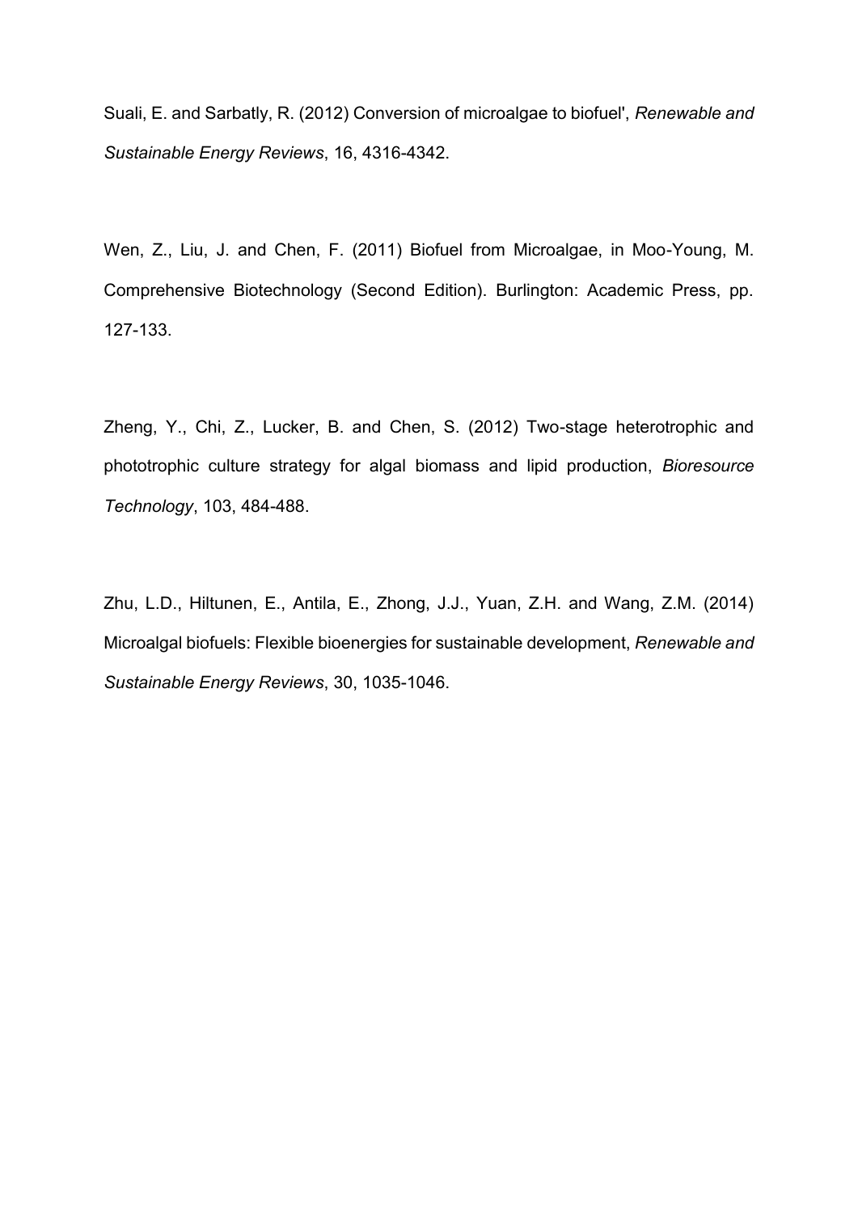Suali, E. and Sarbatly, R. (2012) Conversion of microalgae to biofuel', *Renewable and Sustainable Energy Reviews*, 16, 4316-4342.

Wen, Z., Liu, J. and Chen, F. (2011) Biofuel from Microalgae, in Moo-Young, M. Comprehensive Biotechnology (Second Edition). Burlington: Academic Press, pp. 127-133.

Zheng, Y., Chi, Z., Lucker, B. and Chen, S. (2012) Two-stage heterotrophic and phototrophic culture strategy for algal biomass and lipid production, *Bioresource Technology*, 103, 484-488.

Zhu, L.D., Hiltunen, E., Antila, E., Zhong, J.J., Yuan, Z.H. and Wang, Z.M. (2014) Microalgal biofuels: Flexible bioenergies for sustainable development, *Renewable and Sustainable Energy Reviews*, 30, 1035-1046.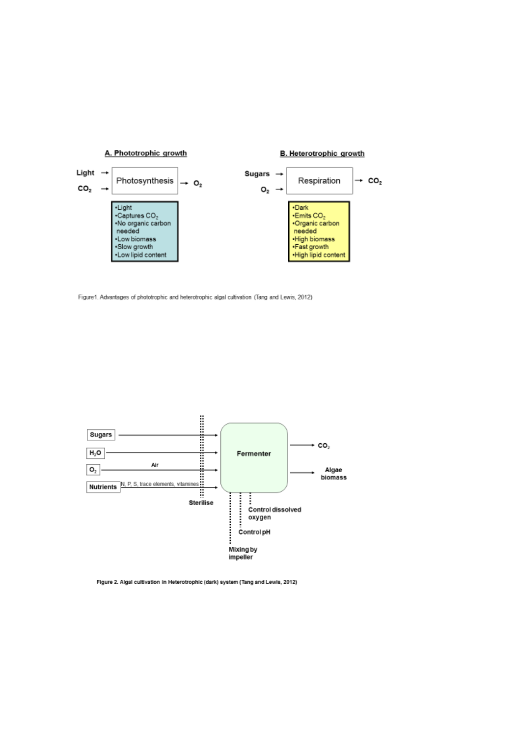**A. Phototrophic growth**

Light →
$CO_2$ →
Photosynthesis → $O_2$

- Light
- Captures $CO_2$
- No organic carbon needed
- Low biomass
- Slow growth
- Low lipid content

**B. Heterotrophic growth**

Sugars →
$O_2$ →
Respiration → $CO_2$

- Dark
- Emits $CO_2$
- Organic carbon needed
- High biomass
- Fast growth
- High lipid content

Figure1. Advantages of phototrophic and heterotrophic algal cultivation (Tang and Lewis, 2012)

Sugars → Fermenter

$H_2O$ → Fermenter

$O_2$ → (Air) → Fermenter

Nutrients → (N, P, S, trace elements, vitamines) → Fermenter

Sterilise

Fermenter → $CO_2$

Fermenter → Algae biomass

Control dissolved oxygen

Control pH

Mixing by impeller

**Figure 2. Algal cultivation in Heterotrophic (dark) system (Tang and Lewis, 2012)**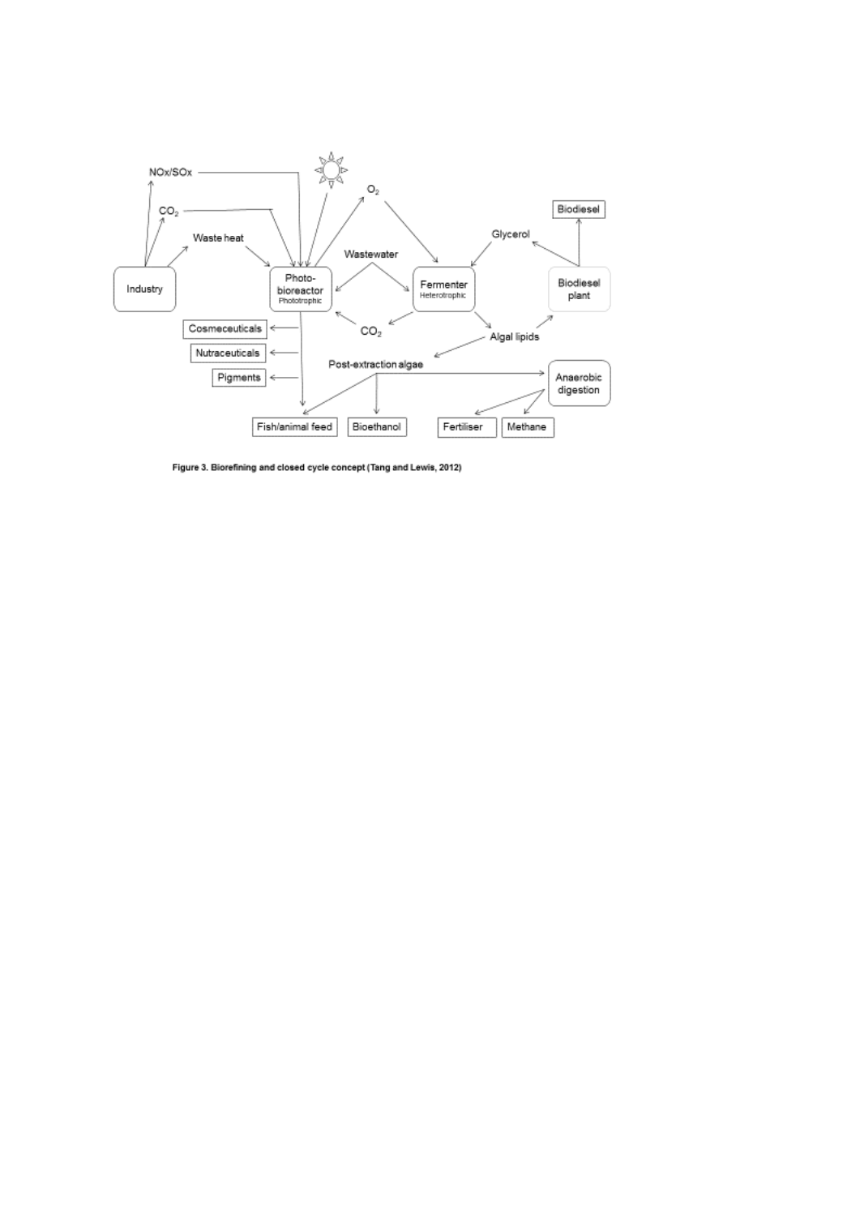NOx/SOx

$CO_2$

Waste heat

Industry

Photo-bioreactor
Phototrophic

$O_2$

Wastewater

Fermenter
Heterotrophic

Glycerol

Biodiesel

Biodiesel plant

$CO_2$

Algal lipids

Cosmeceuticals

Nutraceuticals

Pigments

Post-extraction algae

Anaerobic digestion

Fish/animal feed

Bioethanol

Fertiliser

Methane

**Figure 3. Biorefining and closed cycle concept (Tang and Lewis, 2012)**